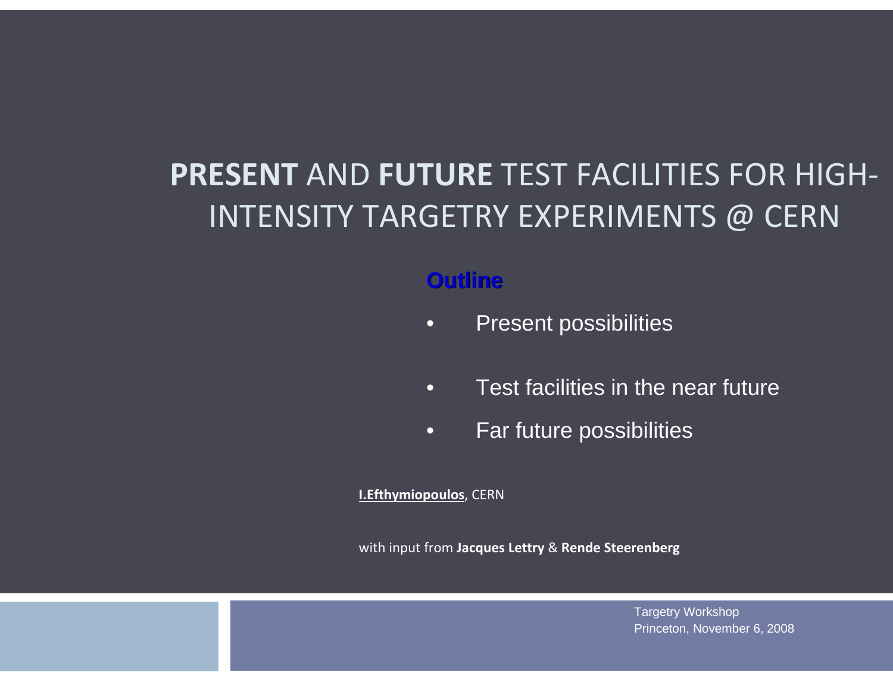# **PRESENT** AND **FUTURE** TEST FACILITIES FOR HIGH-INTENSITY TARGETRY EXPERIMENTS @ CERN

**Outline**

- Present possibilities
- Test facilities in the near future
- Far future possibilities

**I.Efthymiopoulos**, CERN

with input from **Jacques Lettry** & **Rende Steerenberg**

Targetry Workshop
Princeton, November 6, 2008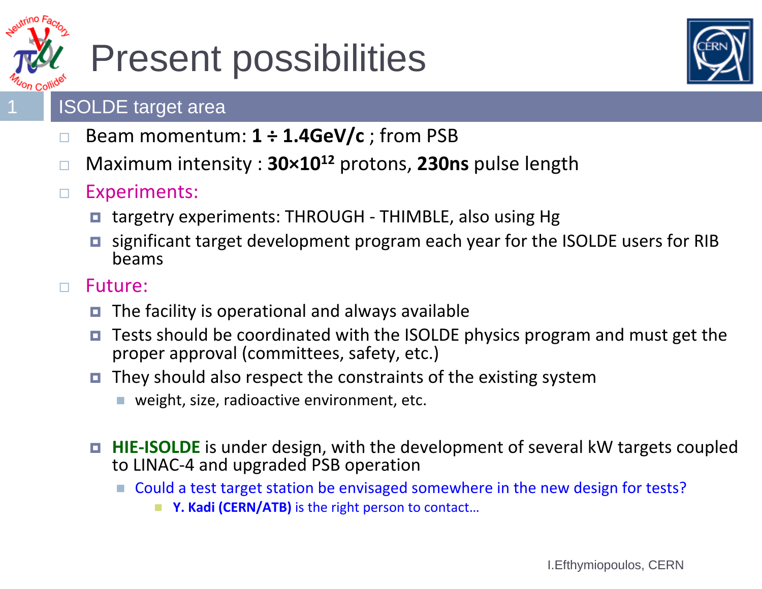# Present possibilities

## 1 ISOLDE target area

- Beam momentum: **1 ÷ 1.4GeV/c** ; from PSB
- Maximum intensity : **30×10$^{12}$** protons, **230ns** pulse length
- Experiments:
  - targetry experiments: THROUGH - THIMBLE, also using Hg
  - significant target development program each year for the ISOLDE users for RIB beams
- Future:
  - The facility is operational and always available
  - Tests should be coordinated with the ISOLDE physics program and must get the proper approval (committees, safety, etc.)
  - They should also respect the constraints of the existing system
    - weight, size, radioactive environment, etc.
  - **HIE-ISOLDE** is under design, with the development of several kW targets coupled to LINAC-4 and upgraded PSB operation
    - Could a test target station be envisaged somewhere in the new design for tests?
      - **Y. Kadi (CERN/ATB)** is the right person to contact…

I.Efthymiopoulos, CERN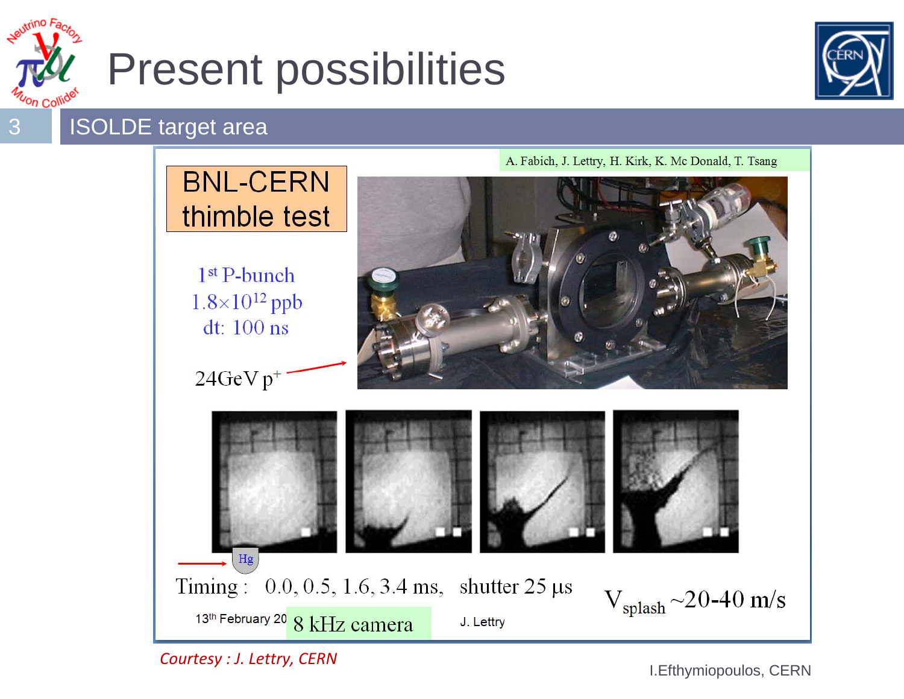# Present possibilities

## ISOLDE target area

A. Fabich, J. Lettry, H. Kirk, K. Mc Donald, T. Tsang

**BNL-CERN thimble test**

1st P-bunch
$1.8\times10^{12}$ ppb
dt: 100 ns

24GeV $p^+$

Hg

Timing : 0.0, 0.5, 1.6, 3.4 ms, shutter 25 µs

$V_{splash}$ ~20-40 m/s

13th February 20 8 kHz camera J. Lettry

*Courtesy : J. Lettry, CERN*

I.Efthymiopoulos, CERN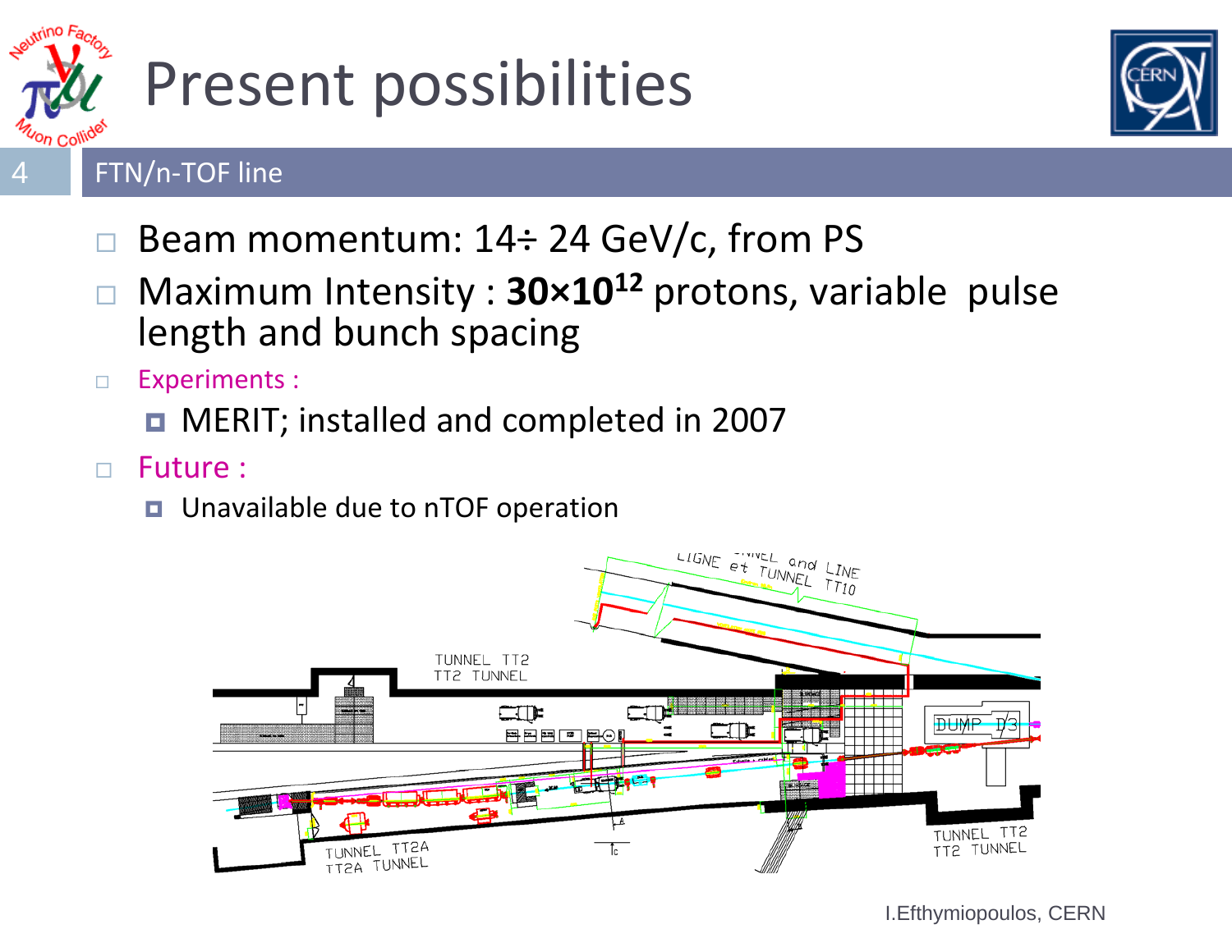# Present possibilities

## FTN/n-TOF line

- Beam momentum: 14÷ 24 GeV/c, from PS
- Maximum Intensity : **30×10$^{12}$** protons, variable pulse length and bunch spacing
- Experiments :
  - MERIT; installed and completed in 2007
- Future :
  - Unavailable due to nTOF operation

I.Efthymiopoulos, CERN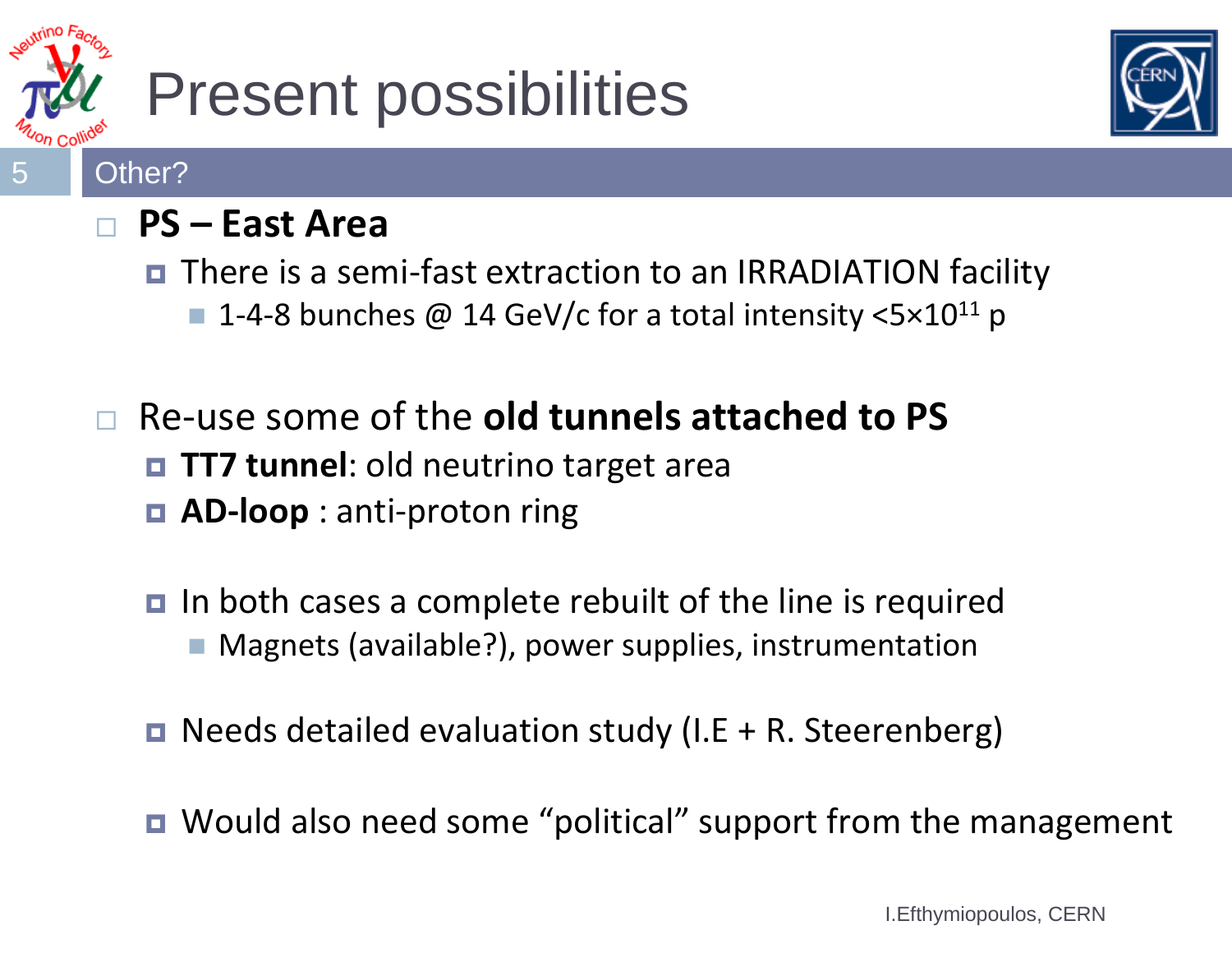# Present possibilities

## Other?

- **PS – East Area**
  - There is a semi-fast extraction to an IRRADIATION facility
    - 1-4-8 bunches @ 14 GeV/c for a total intensity $<5\times10^{11}$ p

- Re-use some of the **old tunnels attached to PS**
  - **TT7 tunnel**: old neutrino target area
  - **AD-loop** : anti-proton ring

  - In both cases a complete rebuilt of the line is required
    - Magnets (available?), power supplies, instrumentation

  - Needs detailed evaluation study (I.E + R. Steerenberg)

  - Would also need some “political” support from the management

I.Efthymiopoulos, CERN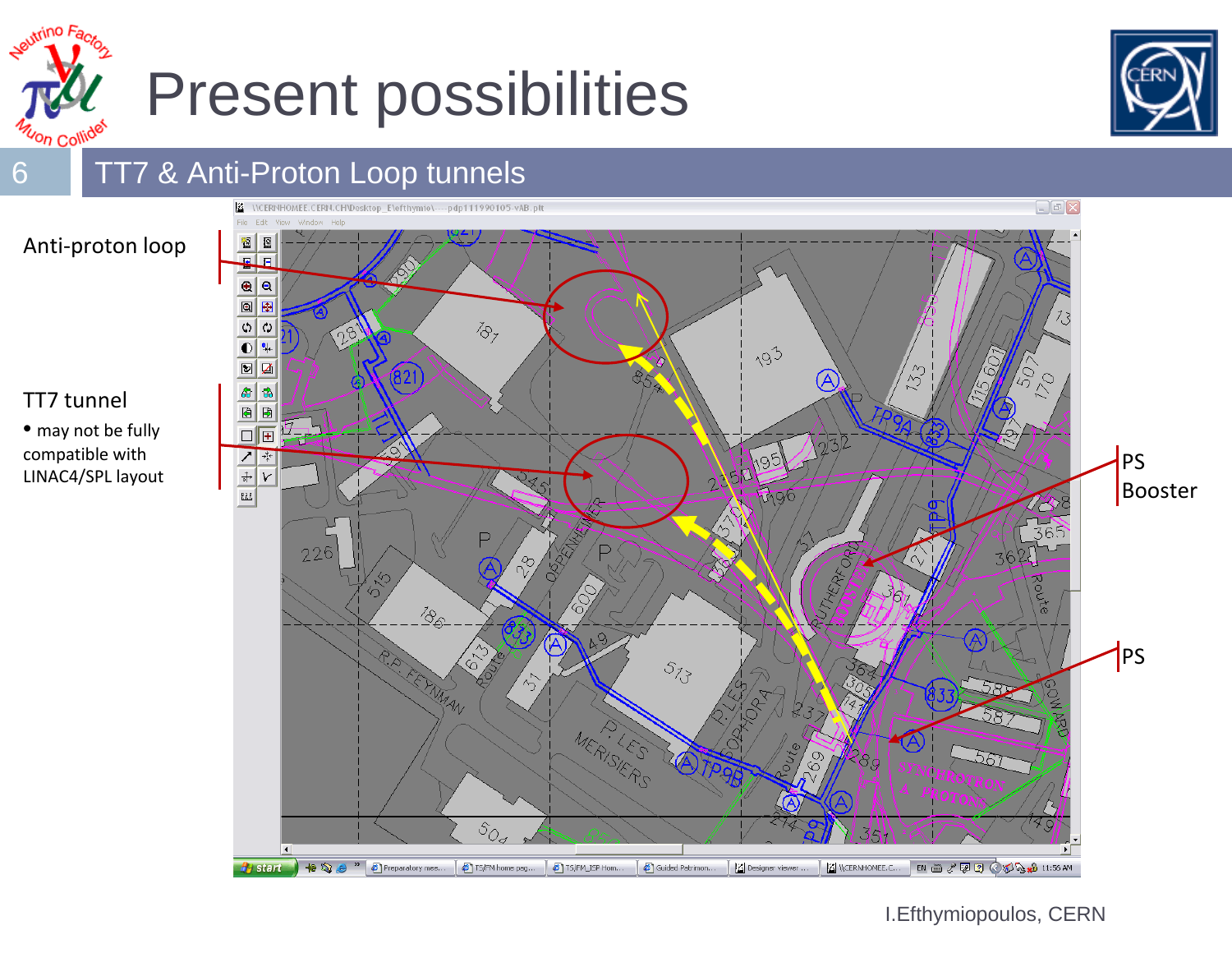# Present possibilities

## TT7 & Anti-Proton Loop tunnels

Anti-proton loop

TT7 tunnel

- may not be fully compatible with LINAC4/SPL layout

PS Booster

PS

I.Efthymiopoulos, CERN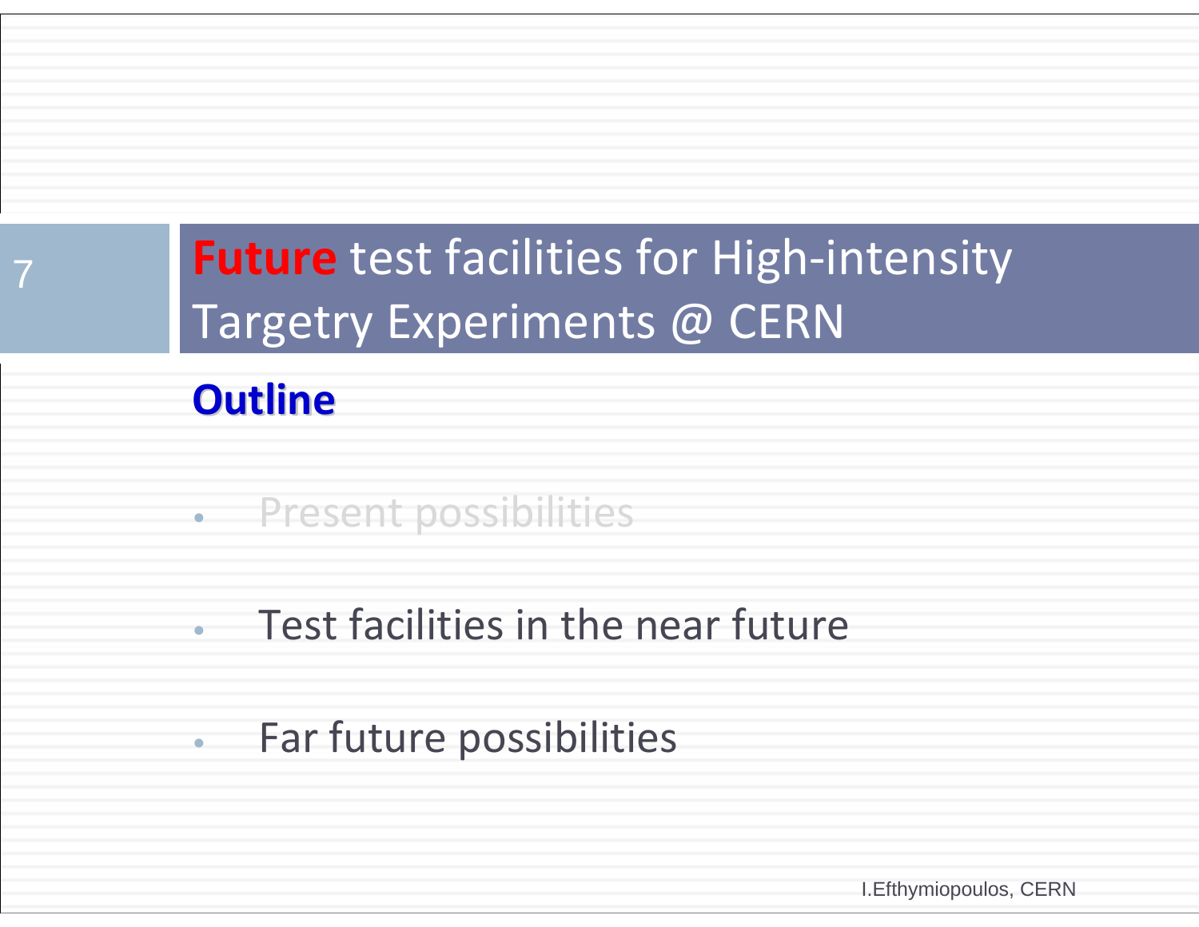# **Future** test facilities for High-intensity Targetry Experiments @ CERN

**Outline**

- Present possibilities
- Test facilities in the near future
- Far future possibilities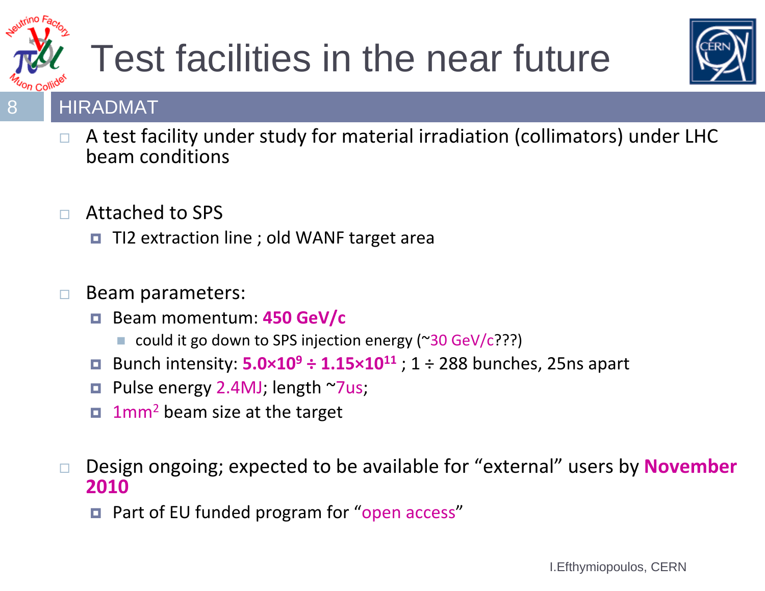# Test facilities in the near future

## HIRADMAT

- A test facility under study for material irradiation (collimators) under LHC beam conditions

- Attached to SPS
  - TI2 extraction line ; old WANF target area

- Beam parameters:
  - Beam momentum: **450 GeV/c**
    - could it go down to SPS injection energy (~30 GeV/c???)
  - Bunch intensity: **$5.0 \times 10^{9} \div 1.15 \times 10^{11}$** ; 1 ÷ 288 bunches, 25ns apart
  - Pulse energy 2.4MJ; length ~7us;
  - $1\text{mm}^2$ beam size at the target

- Design ongoing; expected to be available for "external" users by **November 2010**
  - Part of EU funded program for "open access"

I.Efthymiopoulos, CERN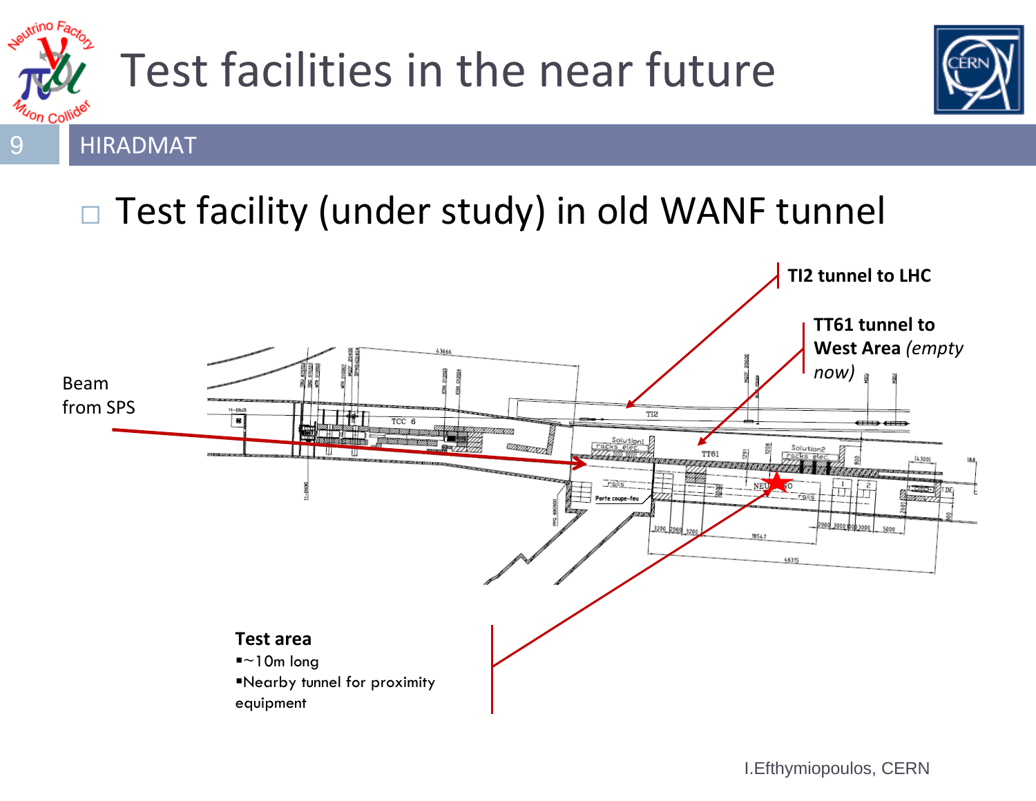# Test facilities in the near future

## HIRADMAT

- Test facility (under study) in old WANF tunnel

Beam from SPS

**TI2 tunnel to LHC**

**TT61 tunnel to West Area** *(empty now)*

**Test area**

- ~10m long
- Nearby tunnel for proximity equipment

I.Efthymiopoulos, CERN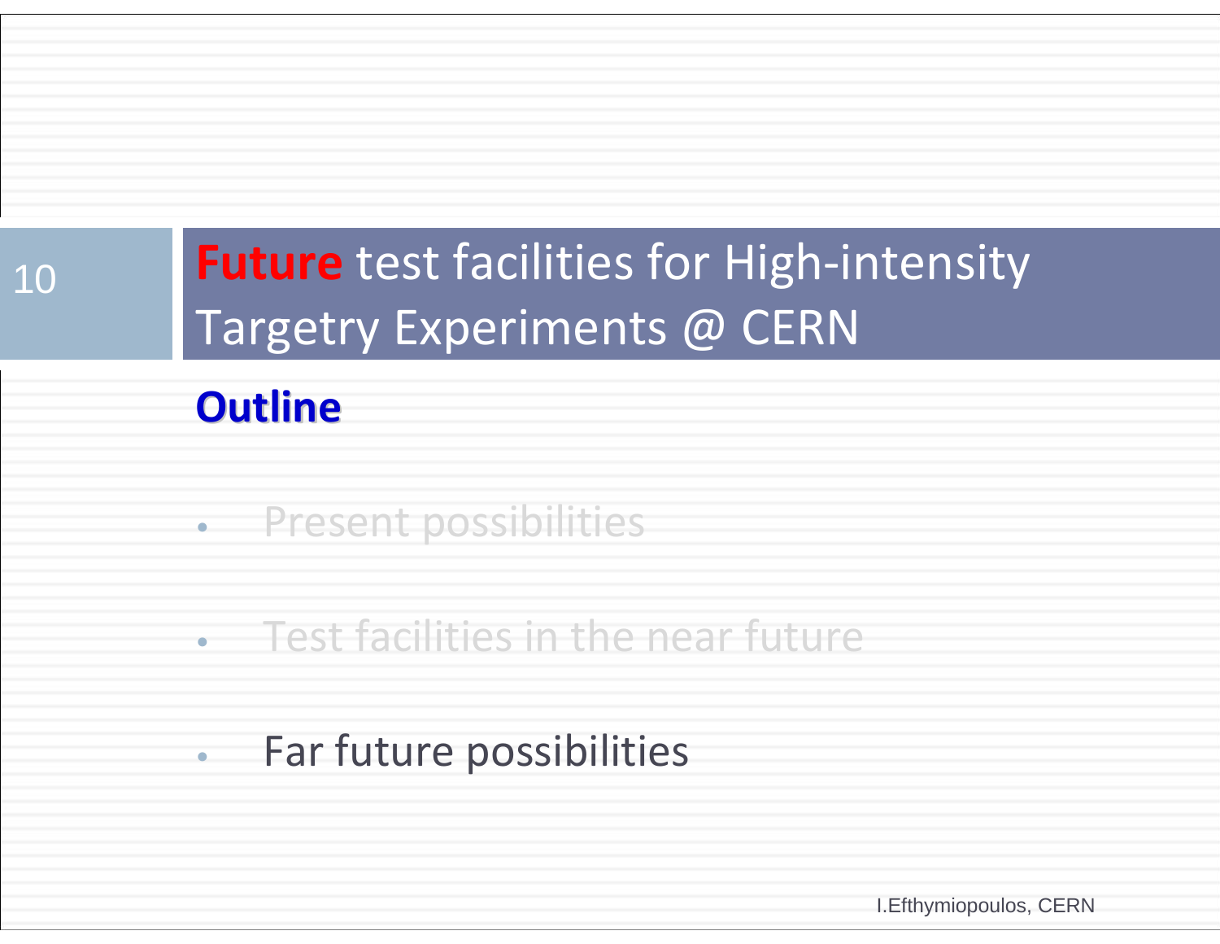# **Future** test facilities for High-intensity Targetry Experiments @ CERN

**Outline**

- Present possibilities
- Test facilities in the near future
- Far future possibilities

I.Efthymiopoulos, CERN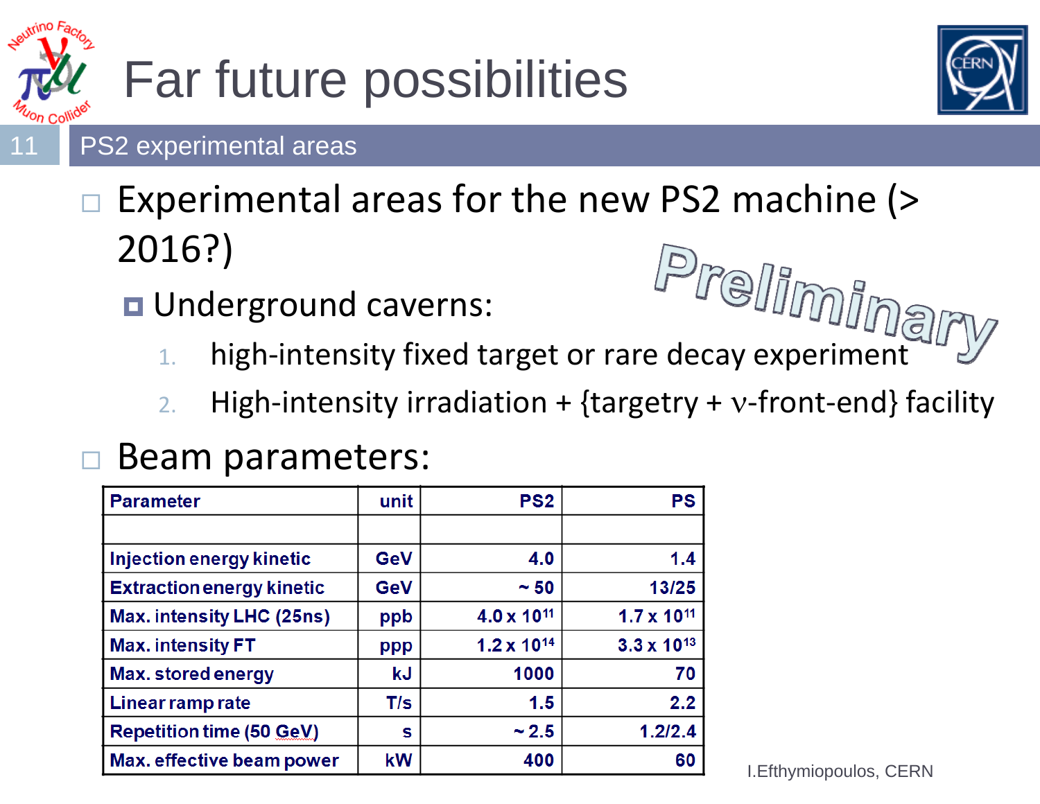# Far future possibilities

## PS2 experimental areas

- Experimental areas for the new PS2 machine (> 2016?)
  - Underground caverns:
    1. high-intensity fixed target or rare decay experiment
    2. High-intensity irradiation + {targetry + ν-front-end} facility

Preliminary

- Beam parameters:

| Parameter | unit | PS2 | PS |
|---|---|---|---|
| | | | |
| Injection energy kinetic | GeV | 4.0 | 1.4 |
| Extraction energy kinetic | GeV | ~ 50 | 13/25 |
| Max. intensity LHC (25ns) | ppb | $4.0 \times 10^{11}$ | $1.7 \times 10^{11}$ |
| Max. intensity FT | ppp | $1.2 \times 10^{14}$ | $3.3 \times 10^{13}$ |
| Max. stored energy | kJ | 1000 | 70 |
| Linear ramp rate | T/s | 1.5 | 2.2 |
| Repetition time (50 GeV) | s | ~ 2.5 | 1.2/2.4 |
| Max. effective beam power | kW | 400 | 60 |

I.Efthymiopoulos, CERN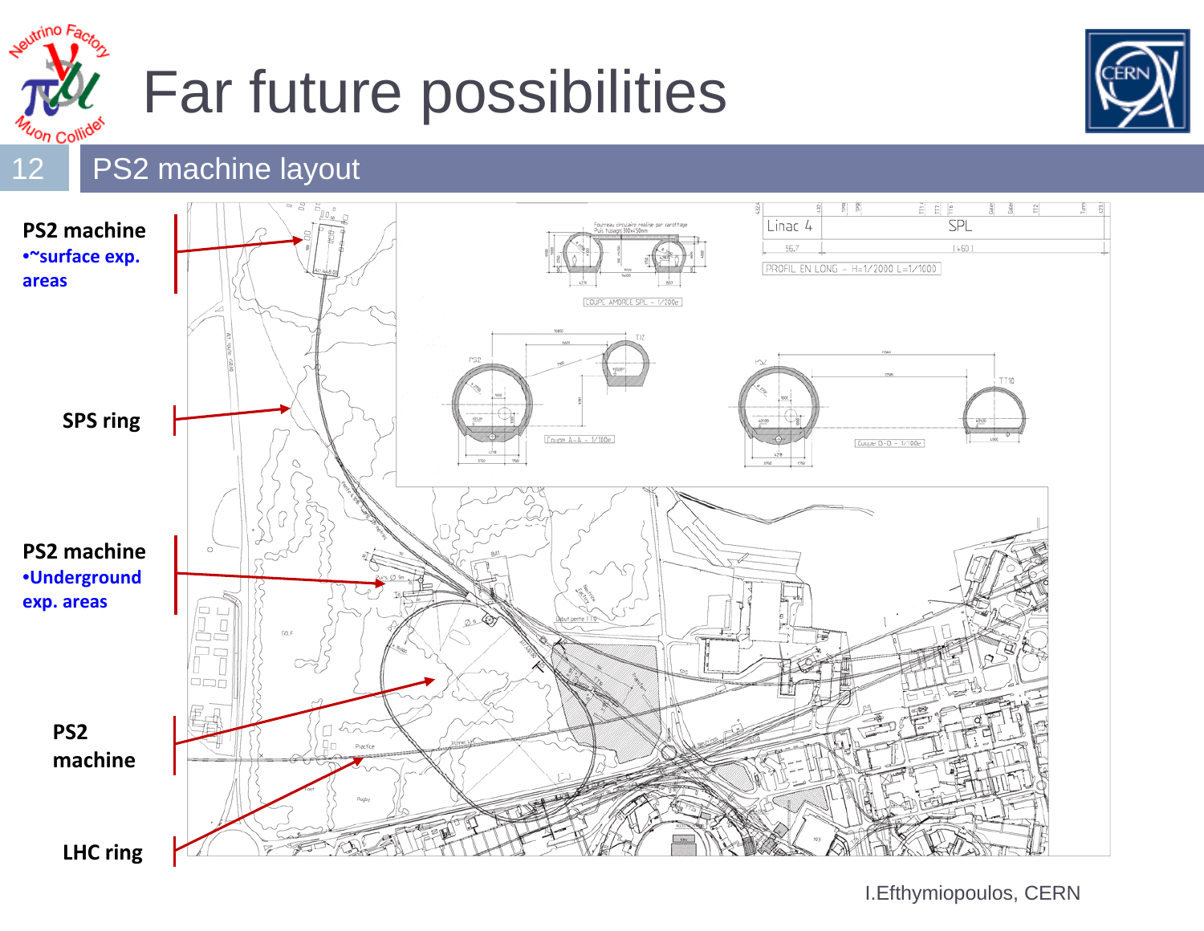# Far future possibilities

## PS2 machine layout

**PS2 machine**
•~surface exp. areas

**SPS ring**

**PS2 machine**
•Underground exp. areas

**PS2 machine**

**LHC ring**

I.Efthymiopoulos, CERN